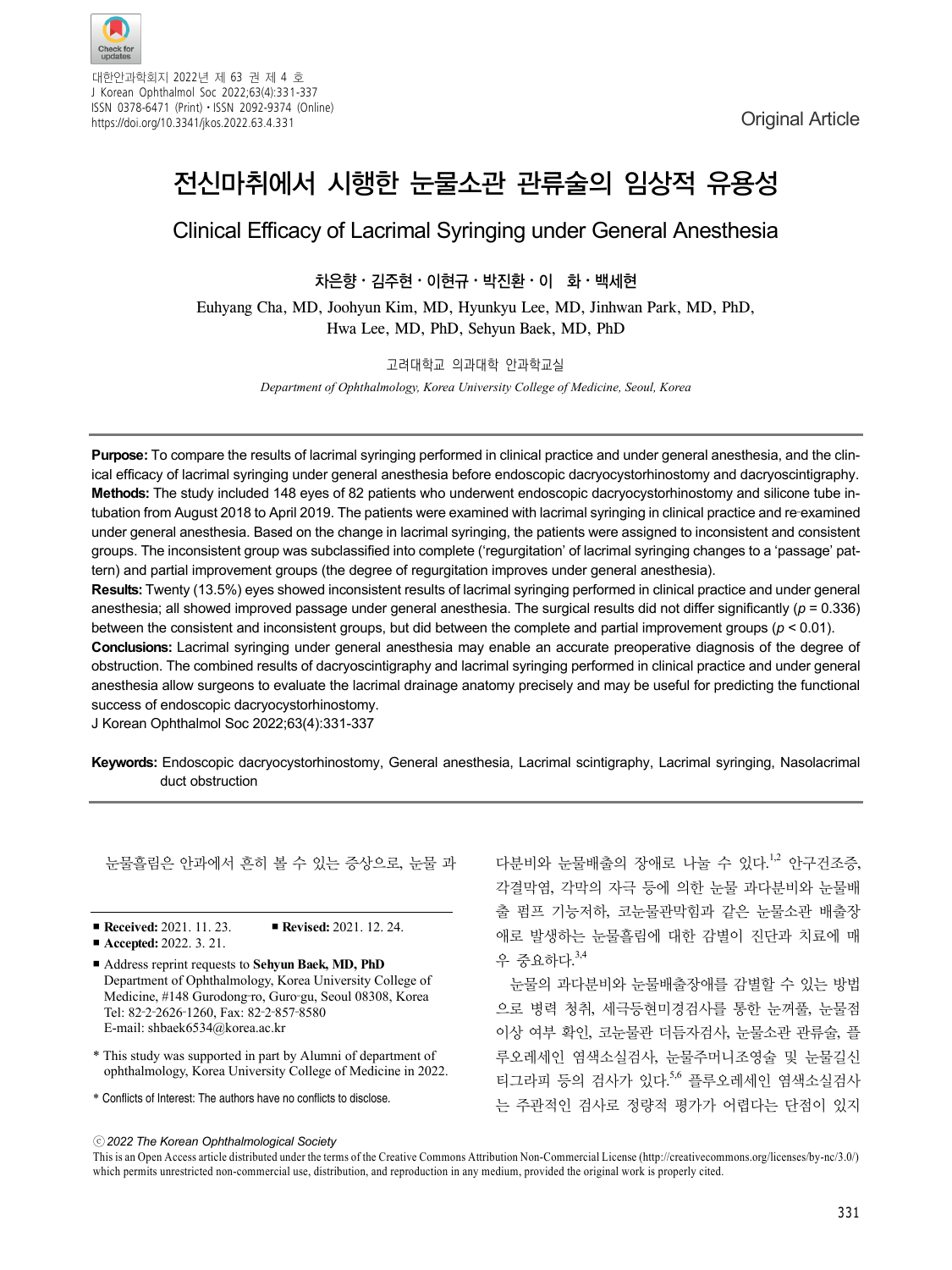Original Article

# 전신마취에서 시행한 눈물소관 관류술의 임상적 유용성

## Clinical Efficacy of Lacrimal Syringing under General Anesthesia

**차은향 · 김주현 · 이현규 · 박진환 · 이 화 · 백세현**

Euhyang Cha, MD, Joohyun Kim, MD, Hyunkyu Lee, MD, Jinhwan Park, MD, PhD, Hwa Lee, MD, PhD, Sehyun Baek, MD, PhD

고려대학교 의과대학 안과학교실

*Department of Ophthalmology, Korea University College of Medicine, Seoul, Korea*

---

**Purpose:** To compare the results of lacrimal syringing performed in clinical practice and under general anesthesia, and the clinical efficacy of lacrimal syringing under general anesthesia before endoscopic dacryocystorhinostomy and dacryoscintigraphy.

**Methods:** The study included 148 eyes of 82 patients who underwent endoscopic dacryocystorhinostomy and silicone tube intubation from August 2018 to April 2019. The patients were examined with lacrimal syringing in clinical practice and re-examined under general anesthesia. Based on the change in lacrimal syringing, the patients were assigned to inconsistent and consistent groups. The inconsistent group was subclassified into complete ('regurgitation' of lacrimal syringing changes to a 'passage' pattern) and partial improvement groups (the degree of regurgitation improves under general anesthesia).

**Results:** Twenty (13.5%) eyes showed inconsistent results of lacrimal syringing performed in clinical practice and under general anesthesia; all showed improved passage under general anesthesia. The surgical results did not differ significantly ($p$ = 0.336) between the consistent and inconsistent groups, but did between the complete and partial improvement groups ($p$ < 0.01).

**Conclusions:** Lacrimal syringing under general anesthesia may enable an accurate preoperative diagnosis of the degree of obstruction. The combined results of dacryoscintigraphy and lacrimal syringing performed in clinical practice and under general anesthesia allow surgeons to evaluate the lacrimal drainage anatomy precisely and may be useful for predicting the functional success of endoscopic dacryocystorhinostomy.

J Korean Ophthalmol Soc 2022;63(4):331-337

**Keywords:** Endoscopic dacryocystorhinostomy, General anesthesia, Lacrimal scintigraphy, Lacrimal syringing, Nasolacrimal duct obstruction

---

눈물흘림은 안과에서 흔히 볼 수 있는 증상으로, 눈물 과다분비와 눈물배출의 장애로 나눌 수 있다.[1,2] 안구건조증, 각결막염, 각막의 자극 등에 의한 눈물 과다분비와 눈물배출 펌프 기능저하, 코눈물관막힘과 같은 눈물소관 배출장애로 발생하는 눈물흘림에 대한 감별이 진단과 치료에 매우 중요하다.[3,4]

눈물의 과다분비와 눈물배출장애를 감별할 수 있는 방법으로 병력 청취, 세극등현미경검사를 통한 눈꺼풀, 눈물점 이상 여부 확인, 코눈물관 더듬자검사, 눈물소관 관류술, 플루오레세인 염색소실검사, 눈물주머니조영술 및 눈물길신티그라피 등의 검사가 있다.[5,6] 플루오레세인 염색소실검사는 주관적인 검사로 정량적 평가가 어렵다는 단점이 있지

---

■ **Received:** 2021. 11. 23. ■ **Revised:** 2021. 12. 24.
■ **Accepted:** 2022. 3. 21.

■ Address reprint requests to **Sehyun Baek, MD, PhD**
Department of Ophthalmology, Korea University College of Medicine, #148 Gurodong-ro, Guro-gu, Seoul 08308, Korea
Tel: 82-2-2626-1260, Fax: 82-2-857-8580
E-mail: shbaek6534@korea.ac.kr

\* This study was supported in part by Alumni of department of ophthalmology, Korea University College of Medicine in 2022.

\* Conflicts of Interest: The authors have no conflicts to disclose.

ⓒ 2022 The Korean Ophthalmological Society

This is an Open Access article distributed under the terms of the Creative Commons Attribution Non-Commercial License (http://creativecommons.org/licenses/by-nc/3.0/) which permits unrestricted non-commercial use, distribution, and reproduction in any medium, provided the original work is properly cited.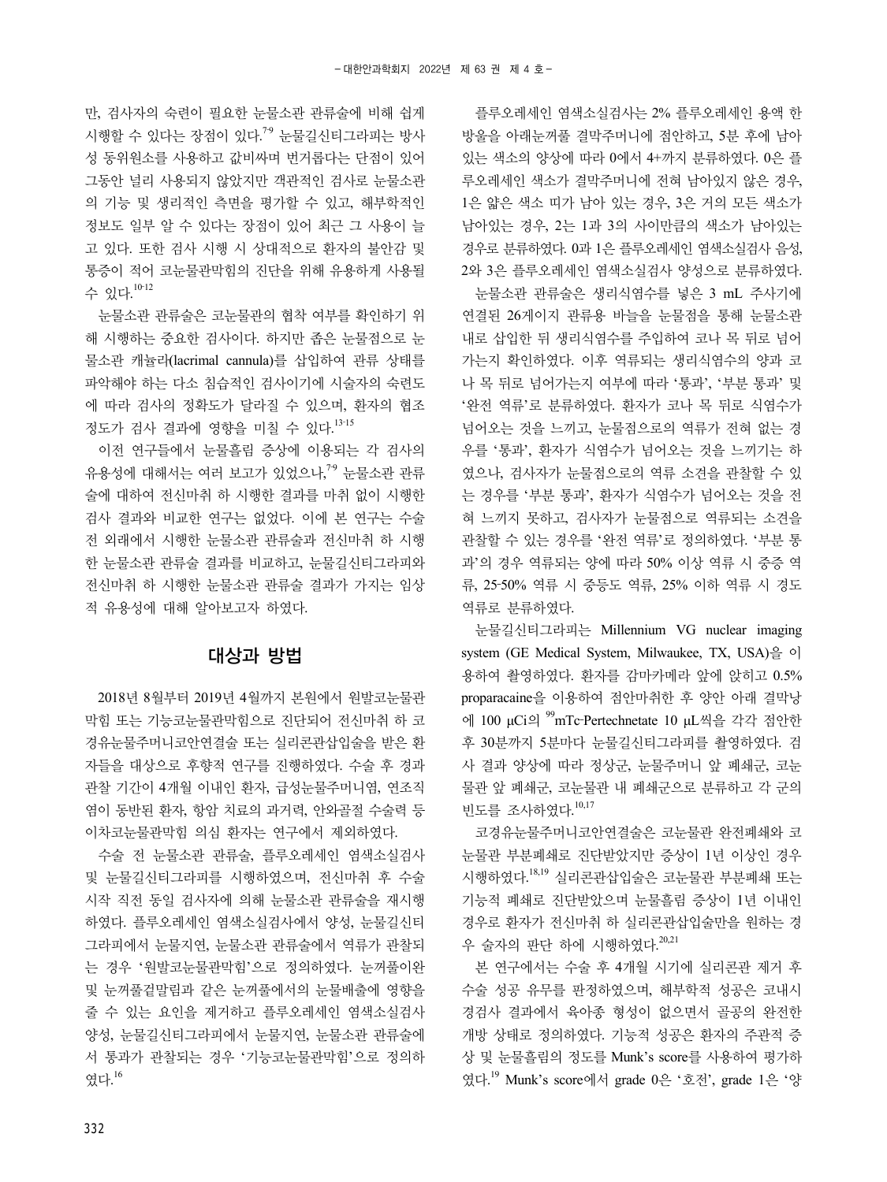만, 검사자의 숙련이 필요한 눈물소관 관류술에 비해 쉽게 시행할 수 있다는 장점이 있다.[7-9] 눈물길신티그라피는 방사성 동위원소를 사용하고 값비싸며 번거롭다는 단점이 있어 그동안 널리 사용되지 않았지만 객관적인 검사로 눈물소관의 기능 및 생리적인 측면을 평가할 수 있고, 해부학적인 정보도 일부 알 수 있다는 장점이 있어 최근 그 사용이 늘고 있다. 또한 검사 시행 시 상대적으로 환자의 불안감 및 통증이 적어 코눈물관막힘의 진단을 위해 유용하게 사용될 수 있다.[10-12]

눈물소관 관류술은 코눈물관의 협착 여부를 확인하기 위해 시행하는 중요한 검사이다. 하지만 좁은 눈물점으로 눈물소관 캐뉼라(lacrimal cannula)를 삽입하여 관류 상태를 파악해야 하는 다소 침습적인 검사이기에 시술자의 숙련도에 따라 검사의 정확도가 달라질 수 있으며, 환자의 협조 정도가 검사 결과에 영향을 미칠 수 있다.[13-15]

이전 연구들에서 눈물흘림 증상에 이용되는 각 검사의 유용성에 대해서는 여러 보고가 있었으나,[7-9] 눈물소관 관류술에 대하여 전신마취 하 시행한 결과를 마취 없이 시행한 검사 결과와 비교한 연구는 없었다. 이에 본 연구는 수술 전 외래에서 시행한 눈물소관 관류술과 전신마취 하 시행한 눈물소관 관류술 결과를 비교하고, 눈물길신티그라피와 전신마취 하 시행한 눈물소관 관류술 결과가 가지는 임상적 유용성에 대해 알아보고자 하였다.

## 대상과 방법

2018년 8월부터 2019년 4월까지 본원에서 원발코눈물관막힘 또는 기능코눈물관막힘으로 진단되어 전신마취 하 코경유눈물주머니코안연결술 또는 실리콘관삽입술을 받은 환자들을 대상으로 후향적 연구를 진행하였다. 수술 후 경과관찰 기간이 4개월 이내인 환자, 급성눈물주머니염, 연조직염이 동반된 환자, 항암 치료의 과거력, 안와골절 수술력 등 이차코눈물관막힘 의심 환자는 연구에서 제외하였다.

수술 전 눈물소관 관류술, 플루오레세인 염색소실검사 및 눈물길신티그라피를 시행하였으며, 전신마취 후 수술 시작 직전 동일 검사자에 의해 눈물소관 관류술을 재시행하였다. 플루오레세인 염색소실검사에서 양성, 눈물길신티그라피에서 눈물지연, 눈물소관 관류술에서 역류가 관찰되는 경우 '원발코눈물관막힘'으로 정의하였다. 눈꺼풀이완 및 눈꺼풀겉말림과 같은 눈꺼풀에서의 눈물배출에 영향을 줄 수 있는 요인을 제거하고 플루오레세인 염색소실검사 양성, 눈물길신티그라피에서 눈물지연, 눈물소관 관류술에서 통과가 관찰되는 경우 '기능코눈물관막힘'으로 정의하였다.[16]

플루오레세인 염색소실검사는 2% 플루오레세인 용액 한 방울을 아래눈꺼풀 결막주머니에 점안하고, 5분 후에 남아 있는 색소의 양상에 따라 0에서 4+까지 분류하였다. 0은 플루오레세인 색소가 결막주머니에 전혀 남아있지 않은 경우, 1은 얇은 색소 띠가 남아 있는 경우, 3은 거의 모든 색소가 남아있는 경우, 2는 1과 3의 사이만큼의 색소가 남아있는 경우로 분류하였다. 0과 1은 플루오레세인 염색소실검사 음성, 2와 3은 플루오레세인 염색소실검사 양성으로 분류하였다.

눈물소관 관류술은 생리식염수를 넣은 3 mL 주사기에 연결된 26게이지 관류용 바늘을 눈물점을 통해 눈물소관 내로 삽입한 뒤 생리식염수를 주입하여 코나 목 뒤로 넘어가는지 확인하였다. 이후 역류되는 생리식염수의 양과 코나 목 뒤로 넘어가는지 여부에 따라 '통과', '부분 통과' 및 '완전 역류'로 분류하였다. 환자가 코나 목 뒤로 식염수가 넘어오는 것을 느끼고, 눈물점으로의 역류가 전혀 없는 경우를 '통과', 환자가 식염수가 넘어오는 것을 느끼기는 하였으나, 검사자가 눈물점으로의 역류 소견을 관찰할 수 있는 경우를 '부분 통과', 환자가 식염수가 넘어오는 것을 전혀 느끼지 못하고, 검사자가 눈물점으로 역류되는 소견을 관찰할 수 있는 경우를 '완전 역류'로 정의하였다. '부분 통과'의 경우 역류되는 양에 따라 50% 이상 역류 시 중증 역류, 25-50% 역류 시 중등도 역류, 25% 이하 역류 시 경도 역류로 분류하였다.

눈물길신티그라피는 Millennium VG nuclear imaging system (GE Medical System, Milwaukee, TX, USA)을 이용하여 촬영하였다. 환자를 감마카메라 앞에 앉히고 0.5% proparacaine을 이용하여 점안마취한 후 양안 아래 결막낭에 100 μCi의 $^{99}$mTc-Pertechnetate 10 μL씩을 각각 점안한 후 30분까지 5분마다 눈물길신티그라피를 촬영하였다. 검사 결과 양상에 따라 정상군, 눈물주머니 앞 폐쇄군, 코눈물관 앞 폐쇄군, 코눈물관 내 폐쇄군으로 분류하고 각 군의 빈도를 조사하였다.[10,17]

코경유눈물주머니코안연결술은 코눈물관 완전폐쇄와 코눈물관 부분폐쇄로 진단받았지만 증상이 1년 이상인 경우 시행하였다.[18,19] 실리콘관삽입술은 코눈물관 부분폐쇄 또는 기능적 폐쇄로 진단받았으며 눈물흘림 증상이 1년 이내인 경우로 환자가 전신마취 하 실리콘관삽입술만을 원하는 경우 술자의 판단 하에 시행하였다.[20,21]

본 연구에서는 수술 후 4개월 시기에 실리콘관 제거 후 수술 성공 유무를 판정하였으며, 해부학적 성공은 코내시경검사 결과에서 육아종 형성이 없으면서 골공의 완전한 개방 상태로 정의하였다. 기능적 성공은 환자의 주관적 증상 및 눈물흘림의 정도를 Munk's score를 사용하여 평가하였다.[19] Munk's score에서 grade 0은 '호전', grade 1은 '양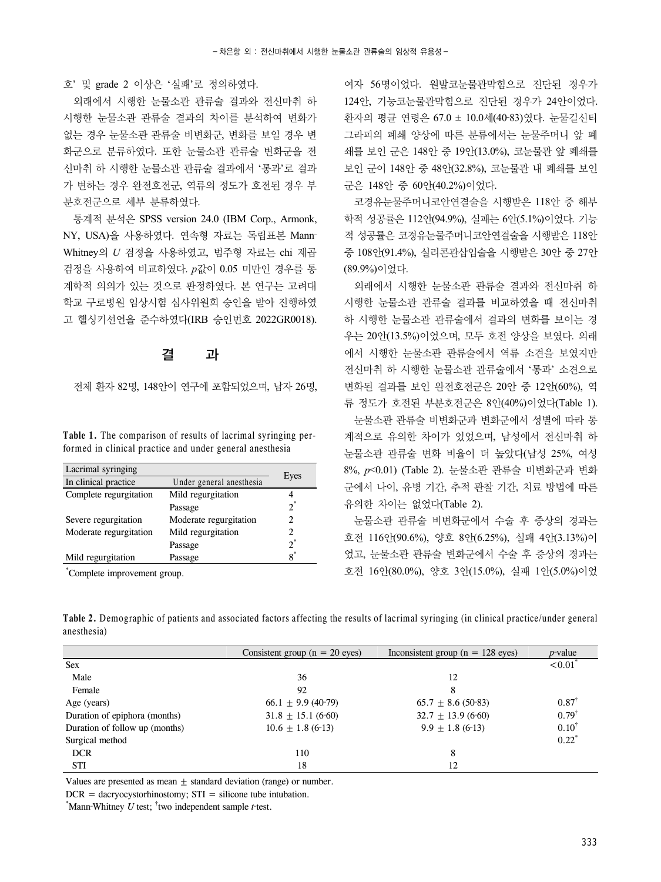호' 및 grade 2 이상은 '실패'로 정의하였다.

외래에서 시행한 눈물소관 관류술 결과와 전신마취 하 시행한 눈물소관 관류술 결과의 차이를 분석하여 변화가 없는 경우 눈물소관 관류술 비변화군, 변화를 보일 경우 변화군으로 분류하였다. 또한 눈물소관 관류술 변화군을 전신마취 하 시행한 눈물소관 관류술 결과에서 '통과'로 결과가 변하는 경우 완전호전군, 역류의 정도가 호전된 경우 부분호전군으로 세부 분류하였다.

통계적 분석은 SPSS version 24.0 (IBM Corp., Armonk, NY, USA)을 사용하였다. 연속형 자료는 독립표본 Mann-Whitney의 *U* 검정을 사용하였고, 범주형 자료는 chi 제곱 검정을 사용하여 비교하였다. *p*값이 0.05 미만인 경우를 통계학적 의의가 있는 것으로 판정하였다. 본 연구는 고려대학교 구로병원 임상시험 심사위원회 승인을 받아 진행하였고 헬싱키선언을 준수하였다(IRB 승인번호 2022GR0018).

## 결 과

전체 환자 82명, 148안이 연구에 포함되었으며, 남자 26명, 여자 56명이었다. 원발코눈물관막힘으로 진단된 경우가 124안, 기능코눈물관막힘으로 진단된 경우가 24안이었다. 환자의 평균 연령은 67.0 ± 10.0세(40-83)였다. 눈물길신티그라피의 폐쇄 양상에 따른 분류에서는 눈물주머니 앞 폐쇄를 보인 군은 148안 중 19안(13.0%), 코눈물관 앞 폐쇄를 보인 군이 148안 중 48안(32.8%), 코눈물관 내 폐쇄를 보인 군은 148안 중 60안(40.2%)이었다.

코경유눈물주머니코안연결술을 시행받은 118안 중 해부학적 성공률은 112안(94.9%), 실패는 6안(5.1%)이었다. 기능적 성공률은 코경유눈물주머니코안연결술을 시행받은 118안 중 108안(91.4%), 실리콘관삽입술을 시행받은 30안 중 27안(89.9%)이었다.

외래에서 시행한 눈물소관 관류술 결과와 전신마취 하 시행한 눈물소관 관류술 결과를 비교하였을 때 전신마취 하 시행한 눈물소관 관류술에서 결과의 변화를 보이는 경우는 20안(13.5%)이었으며, 모두 호전 양상을 보였다. 외래에서 시행한 눈물소관 관류술에서 역류 소견을 보였지만 전신마취 하 시행한 눈물소관 관류술에서 '통과' 소견으로 변화된 결과를 보인 완전호전군은 20안 중 12안(60%), 역류 정도가 호전된 부분호전군은 8안(40%)이었다(Table 1).

**Table 1.** The comparison of results of lacrimal syringing performed in clinical practice and under general anesthesia

| Lacrimal syringing | | Eyes |
|---|---|---|
| In clinical practice | Under general anesthesia | |
| Complete regurgitation | Mild regurgitation | 4 |
| | Passage | 2* |
| Severe regurgitation | Moderate regurgitation | 2 |
| Moderate regurgitation | Mild regurgitation | 2 |
| | Passage | 2* |
| Mild regurgitation | Passage | 8* |

*Complete improvement group.

눈물소관 관류술 비변화군과 변화군에서 성별에 따라 통계적으로 유의한 차이가 있었으며, 남성에서 전신마취 하 눈물소관 관류술 변화 비율이 더 높았다(남성 25%, 여성 8%, $p<0.01$) (Table 2). 눈물소관 관류술 비변화군과 변화군에서 나이, 유병 기간, 추적 관찰 기간, 치료 방법에 따른 유의한 차이는 없었다(Table 2).

눈물소관 관류술 비변화군에서 수술 후 증상의 경과는 호전 116안(90.6%), 양호 8안(6.25%), 실패 4안(3.13%)이었고, 눈물소관 관류술 변화군에서 수술 후 증상의 경과는 호전 16안(80.0%), 양호 3안(15.0%), 실패 1안(5.0%)이었

**Table 2.** Demographic of patients and associated factors affecting the results of lacrimal syringing (in clinical practice/under general anesthesia)

| | Consistent group (n = 20 eyes) | Inconsistent group (n = 128 eyes) | *p*-value |
|---|---|---|---|
| Sex | | | <0.01* |
| Male | 36 | 12 | |
| Female | 92 | 8 | |
| Age (years) | 66.1 ± 9.9 (40-79) | 65.7 ± 8.6 (50-83) | 0.87† |
| Duration of epiphora (months) | 31.8 ± 15.1 (6-60) | 32.7 ± 13.9 (6-60) | 0.79† |
| Duration of follow up (months) | 10.6 ± 1.8 (6-13) | 9.9 ± 1.8 (6-13) | 0.10† |
| Surgical method | | | 0.22* |
| DCR | 110 | 8 | |
| STI | 18 | 12 | |

Values are presented as mean ± standard deviation (range) or number.

DCR = dacryocystorhinostomy; STI = silicone tube intubation.

*Mann-Whitney *U* test; †two independent sample *t*-test.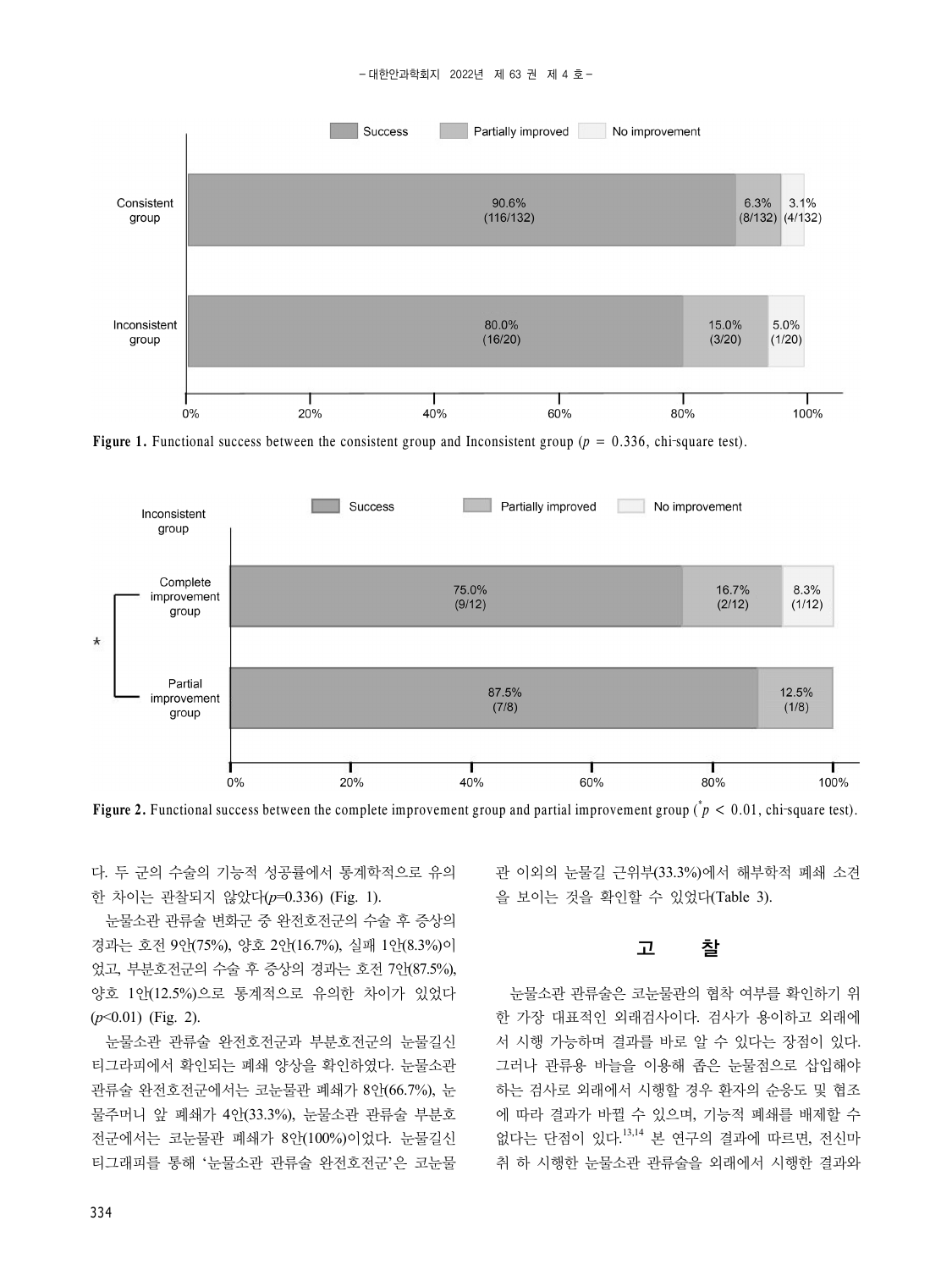Figure 1. Functional success between the consistent group and Inconsistent group ($p = 0.336$, chi-square test).

Figure 2. Functional success between the complete improvement group and partial improvement group ($^{*}p < 0.01$, chi-square test).

다. 두 군의 수술의 기능적 성공률에서 통계학적으로 유의한 차이는 관찰되지 않았다($p$=0.336) (Fig. 1).

눈물소관 관류술 변화군 중 완전호전군의 수술 후 증상의 경과는 호전 9안(75%), 양호 2안(16.7%), 실패 1안(8.3%)이었고, 부분호전군의 수술 후 증상의 경과는 호전 7안(87.5%), 양호 1안(12.5%)으로 통계적으로 유의한 차이가 있었다 ($p$<0.01) (Fig. 2).

눈물소관 관류술 완전호전군과 부분호전군의 눈물길신티그라피에서 확인되는 폐쇄 양상을 확인하였다. 눈물소관 관류술 완전호전군에서는 코눈물관 폐쇄가 8안(66.7%), 눈물주머니 앞 폐쇄가 4안(33.3%), 눈물소관 관류술 부분호전군에서는 코눈물관 폐쇄가 8안(100%)이었다. 눈물길신티그래피를 통해 '눈물소관 관류술 완전호전군'은 코눈물관 이외의 눈물길 근위부(33.3%)에서 해부학적 폐쇄 소견을 보이는 것을 확인할 수 있었다(Table 3).

## 고 찰

눈물소관 관류술은 코눈물관의 협착 여부를 확인하기 위한 가장 대표적인 외래검사이다. 검사가 용이하고 외래에서 시행 가능하며 결과를 바로 알 수 있다는 장점이 있다. 그러나 관류용 바늘을 이용해 좁은 눈물점으로 삽입해야 하는 검사로 외래에서 시행할 경우 환자의 순응도 및 협조에 따라 결과가 바뀔 수 있으며, 기능적 폐쇄를 배제할 수 없다는 단점이 있다.[13,14] 본 연구의 결과에 따르면, 전신마취 하 시행한 눈물소관 관류술을 외래에서 시행한 결과와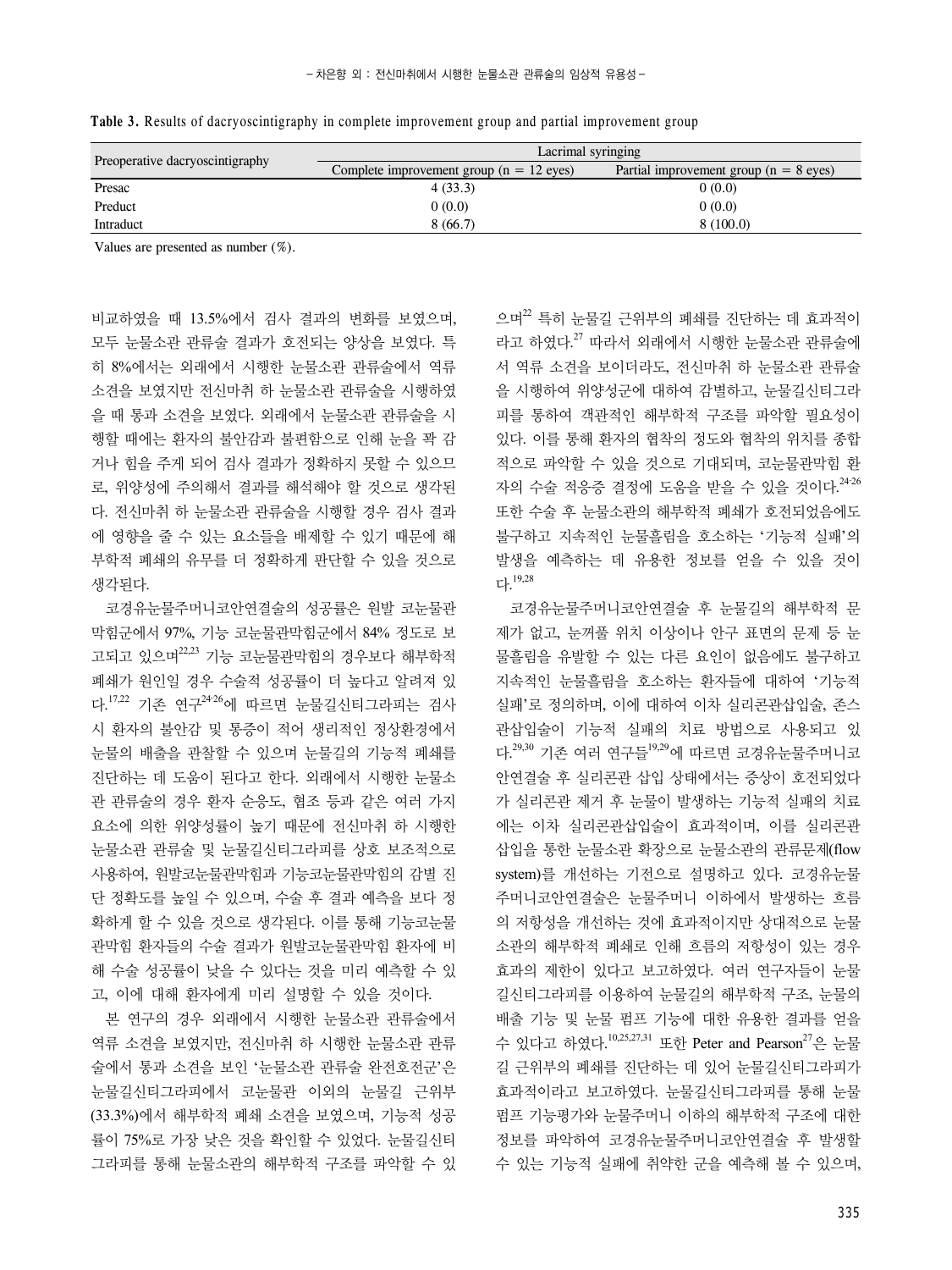**Table 3.** Results of dacryoscintigraphy in complete improvement group and partial improvement group

| Preoperative dacryoscintigraphy | Lacrimal syringing | |
|---|---|---|
| | Complete improvement group (n = 12 eyes) | Partial improvement group (n = 8 eyes) |
| Presac | 4 (33.3) | 0 (0.0) |
| Preduct | 0 (0.0) | 0 (0.0) |
| Intraduct | 8 (66.7) | 8 (100.0) |

Values are presented as number (%).

비교하였을 때 13.5%에서 검사 결과의 변화를 보였으며, 모두 눈물소관 관류술 결과가 호전되는 양상을 보였다. 특히 8%에서는 외래에서 시행한 눈물소관 관류술에서 역류 소견을 보였지만 전신마취 하 눈물소관 관류술을 시행하였을 때 통과 소견을 보였다. 외래에서 눈물소관 관류술을 시행할 때에는 환자의 불안감과 불편함으로 인해 눈을 꽉 감거나 힘을 주게 되어 검사 결과가 정확하지 못할 수 있으므로, 위양성에 주의해서 결과를 해석해야 할 것으로 생각된다. 전신마취 하 눈물소관 관류술을 시행할 경우 검사 결과에 영향을 줄 수 있는 요소들을 배제할 수 있기 때문에 해부학적 폐쇄의 유무를 더 정확하게 판단할 수 있을 것으로 생각된다.

코경유눈물주머니코안연결술의 성공률은 원발 코눈물관막힘군에서 97%, 기능 코눈물관막힘군에서 84% 정도로 보고되고 있으며[22,23] 기능 코눈물관막힘의 경우보다 해부학적 폐쇄가 원인일 경우 수술적 성공률이 더 높다고 알려져 있다.[17,22] 기존 연구[24-26]에 따르면 눈물길신티그라피는 검사 시 환자의 불안감 및 통증이 적어 생리적인 정상환경에서 눈물의 배출을 관찰할 수 있으며 눈물길의 기능적 폐쇄를 진단하는 데 도움이 된다고 한다. 외래에서 시행한 눈물소관 관류술의 경우 환자 순응도, 협조 등과 같은 여러 가지 요소에 의한 위양성률이 높기 때문에 전신마취 하 시행한 눈물소관 관류술 및 눈물길신티그라피를 상호 보조적으로 사용하여, 원발코눈물관막힘과 기능코눈물관막힘의 감별 진단 정확도를 높일 수 있으며, 수술 후 결과 예측을 보다 정확하게 할 수 있을 것으로 생각된다. 이를 통해 기능코눈물관막힘 환자들의 수술 결과가 원발코눈물관막힘 환자에 비해 수술 성공률이 낮을 수 있다는 것을 미리 예측할 수 있고, 이에 대해 환자에게 미리 설명할 수 있을 것이다.

본 연구의 경우 외래에서 시행한 눈물소관 관류술에서 역류 소견을 보였지만, 전신마취 하 시행한 눈물소관 관류술에서 통과 소견을 보인 '눈물소관 관류술 완전호전군'은 눈물길신티그라피에서 코눈물관 이외의 눈물길 근위부(33.3%)에서 해부학적 폐쇄 소견을 보였으며, 기능적 성공률이 75%로 가장 낮은 것을 확인할 수 있었다. 눈물길신티그라피를 통해 눈물소관의 해부학적 구조를 파악할 수 있으며[22] 특히 눈물길 근위부의 폐쇄를 진단하는 데 효과적이라고 하였다.[27] 따라서 외래에서 시행한 눈물소관 관류술에서 역류 소견을 보이더라도, 전신마취 하 눈물소관 관류술을 시행하여 위양성군에 대하여 감별하고, 눈물길신티그라피를 통하여 객관적인 해부학적 구조를 파악할 필요성이 있다. 이를 통해 환자의 협착의 정도와 협착의 위치를 종합적으로 파악할 수 있을 것으로 기대되며, 코눈물관막힘 환자의 수술 적응증 결정에 도움을 받을 수 있을 것이다.[24-26] 또한 수술 후 눈물소관의 해부학적 폐쇄가 호전되었음에도 불구하고 지속적인 눈물흘림을 호소하는 '기능적 실패'의 발생을 예측하는 데 유용한 정보를 얻을 수 있을 것이다.[19,28]

코경유눈물주머니코안연결술 후 눈물길의 해부학적 문제가 없고, 눈꺼풀 위치 이상이나 안구 표면의 문제 등 눈물흘림을 유발할 수 있는 다른 요인이 없음에도 불구하고 지속적인 눈물흘림을 호소하는 환자들에 대하여 '기능적 실패'로 정의하며, 이에 대하여 이차 실리콘관삽입술, 존스관삽입술이 기능적 실패의 치료 방법으로 사용되고 있다.[29,30] 기존 여러 연구들[19,29]에 따르면 코경유눈물주머니코안연결술 후 실리콘관 삽입 상태에서는 증상이 호전되었다가 실리콘관 제거 후 눈물이 발생하는 기능적 실패의 치료에는 이차 실리콘관삽입술이 효과적이며, 이를 실리콘관 삽입을 통한 눈물소관 확장으로 눈물소관의 관류문제(flow system)를 개선하는 기전으로 설명하고 있다. 코경유눈물주머니코안연결술은 눈물주머니 이하에서 발생하는 흐름의 저항성을 개선하는 것에 효과적이지만 상대적으로 눈물소관의 해부학적 폐쇄로 인해 흐름의 저항성이 있는 경우 효과의 제한이 있다고 보고하였다. 여러 연구자들이 눈물길신티그라피를 이용하여 눈물길의 해부학적 구조, 눈물의 배출 기능 및 눈물 펌프 기능에 대한 유용한 결과를 얻을 수 있다고 하였다.[10,25,27,31] 또한 Peter and Pearson[27]은 눈물길 근위부의 폐쇄를 진단하는 데 있어 눈물길신티그라피가 효과적이라고 보고하였다. 눈물길신티그라피를 통해 눈물펌프 기능평가와 눈물주머니 이하의 해부학적 구조에 대한 정보를 파악하여 코경유눈물주머니코안연결술 후 발생할 수 있는 기능적 실패에 취약한 군을 예측해 볼 수 있으며,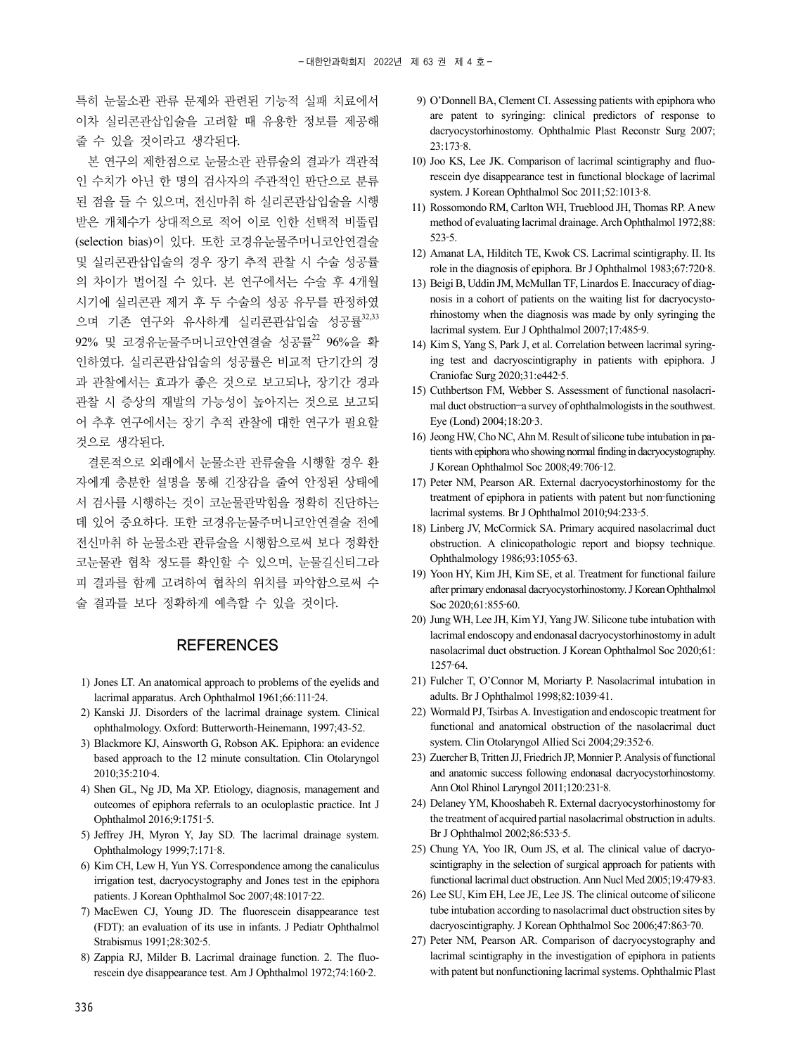특히 눈물소관 관류 문제와 관련된 기능적 실패 치료에서 이차 실리콘관삽입술을 고려할 때 유용한 정보를 제공해 줄 수 있을 것이라고 생각된다.

본 연구의 제한점으로 눈물소관 관류술의 결과가 객관적인 수치가 아닌 한 명의 검사자의 주관적인 판단으로 분류된 점을 들 수 있으며, 전신마취 하 실리콘관삽입술을 시행 받은 개체수가 상대적으로 적어 이로 인한 선택적 비뚤림(selection bias)이 있다. 또한 코경유눈물주머니코안연결술 및 실리콘관삽입술의 경우 장기 추적 관찰 시 수술 성공률의 차이가 벌어질 수 있다. 본 연구에서는 수술 후 4개월 시기에 실리콘관 제거 후 두 수술의 성공 유무를 판정하였으며 기존 연구와 유사하게 실리콘관삽입술 성공률[32,33] 92% 및 코경유눈물주머니코안연결술 성공률[22] 96%을 확인하였다. 실리콘관삽입술의 성공률은 비교적 단기간의 경과 관찰에서는 효과가 좋은 것으로 보고되나, 장기간 경과 관찰 시 증상의 재발의 가능성이 높아지는 것으로 보고되어 추후 연구에서는 장기 추적 관찰에 대한 연구가 필요할 것으로 생각된다.

결론적으로 외래에서 눈물소관 관류술을 시행할 경우 환자에게 충분한 설명을 통해 긴장감을 줄여 안정된 상태에서 검사를 시행하는 것이 코눈물관막힘을 정확히 진단하는 데 있어 중요하다. 또한 코경유눈물주머니코안연결술 전에 전신마취 하 눈물소관 관류술을 시행함으로써 보다 정확한 코눈물관 협착 정도를 확인할 수 있으며, 눈물길신티그라피 결과를 함께 고려하여 협착의 위치를 파악함으로써 수술 결과를 보다 정확하게 예측할 수 있을 것이다.

## REFERENCES

1) Jones LT. An anatomical approach to problems of the eyelids and lacrimal apparatus. Arch Ophthalmol 1961;66:111-24.
2) Kanski JJ. Disorders of the lacrimal drainage system. Clinical ophthalmology. Oxford: Butterworth-Heinemann, 1997;43-52.
3) Blackmore KJ, Ainsworth G, Robson AK. Epiphora: an evidence based approach to the 12 minute consultation. Clin Otolaryngol 2010;35:210-4.
4) Shen GL, Ng JD, Ma XP. Etiology, diagnosis, management and outcomes of epiphora referrals to an oculoplastic practice. Int J Ophthalmol 2016;9:1751-5.
5) Jeffrey JH, Myron Y, Jay SD. The lacrimal drainage system. Ophthalmology 1999;7:171-8.
6) Kim CH, Lew H, Yun YS. Correspondence among the canaliculus irrigation test, dacryocystography and Jones test in the epiphora patients. J Korean Ophthalmol Soc 2007;48:1017-22.
7) MacEwen CJ, Young JD. The fluorescein disappearance test (FDT): an evaluation of its use in infants. J Pediatr Ophthalmol Strabismus 1991;28:302-5.
8) Zappia RJ, Milder B. Lacrimal drainage function. 2. The fluorescein dye disappearance test. Am J Ophthalmol 1972;74:160-2.
9) O'Donnell BA, Clement CI. Assessing patients with epiphora who are patent to syringing: clinical predictors of response to dacryocystorhinostomy. Ophthalmic Plast Reconstr Surg 2007; 23:173-8.
10) Joo KS, Lee JK. Comparison of lacrimal scintigraphy and fluorescein dye disappearance test in functional blockage of lacrimal system. J Korean Ophthalmol Soc 2011;52:1013-8.
11) Rossomondo RM, Carlton WH, Trueblood JH, Thomas RP. A new method of evaluating lacrimal drainage. Arch Ophthalmol 1972;88: 523-5.
12) Amanat LA, Hilditch TE, Kwok CS. Lacrimal scintigraphy. II. Its role in the diagnosis of epiphora. Br J Ophthalmol 1983;67:720-8.
13) Beigi B, Uddin JM, McMullan TF, Linardos E. Inaccuracy of diagnosis in a cohort of patients on the waiting list for dacryocystorhinostomy when the diagnosis was made by only syringing the lacrimal system. Eur J Ophthalmol 2007;17:485-9.
14) Kim S, Yang S, Park J, et al. Correlation between lacrimal syringing test and dacryoscintigraphy in patients with epiphora. J Craniofac Surg 2020;31:e442-5.
15) Cuthbertson FM, Webber S. Assessment of functional nasolacrimal duct obstruction--a survey of ophthalmologists in the southwest. Eye (Lond) 2004;18:20-3.
16) Jeong HW, Cho NC, Ahn M. Result of silicone tube intubation in patients with epiphora who showing normal finding in dacryocystography. J Korean Ophthalmol Soc 2008;49:706-12.
17) Peter NM, Pearson AR. External dacryocystorhinostomy for the treatment of epiphora in patients with patent but non-functioning lacrimal systems. Br J Ophthalmol 2010;94:233-5.
18) Linberg JV, McCormick SA. Primary acquired nasolacrimal duct obstruction. A clinicopathologic report and biopsy technique. Ophthalmology 1986;93:1055-63.
19) Yoon HY, Kim JH, Kim SE, et al. Treatment for functional failure after primary endonasal dacryocystorhinostomy. J Korean Ophthalmol Soc 2020;61:855-60.
20) Jung WH, Lee JH, Kim YJ, Yang JW. Silicone tube intubation with lacrimal endoscopy and endonasal dacryocystorhinostomy in adult nasolacrimal duct obstruction. J Korean Ophthalmol Soc 2020;61: 1257-64.
21) Fulcher T, O'Connor M, Moriarty P. Nasolacrimal intubation in adults. Br J Ophthalmol 1998;82:1039-41.
22) Wormald PJ, Tsirbas A. Investigation and endoscopic treatment for functional and anatomical obstruction of the nasolacrimal duct system. Clin Otolaryngol Allied Sci 2004;29:352-6.
23) Zuercher B, Tritten JJ, Friedrich JP, Monnier P. Analysis of functional and anatomic success following endonasal dacryocystorhinostomy. Ann Otol Rhinol Laryngol 2011;120:231-8.
24) Delaney YM, Khooshabeh R. External dacryocystorhinostomy for the treatment of acquired partial nasolacrimal obstruction in adults. Br J Ophthalmol 2002;86:533-5.
25) Chung YA, Yoo IR, Oum JS, et al. The clinical value of dacryoscintigraphy in the selection of surgical approach for patients with functional lacrimal duct obstruction. Ann Nucl Med 2005;19:479-83.
26) Lee SU, Kim EH, Lee JE, Lee JS. The clinical outcome of silicone tube intubation according to nasolacrimal duct obstruction sites by dacryoscintigraphy. J Korean Ophthalmol Soc 2006;47:863-70.
27) Peter NM, Pearson AR. Comparison of dacryocystography and lacrimal scintigraphy in the investigation of epiphora in patients with patent but nonfunctioning lacrimal systems. Ophthalmic Plast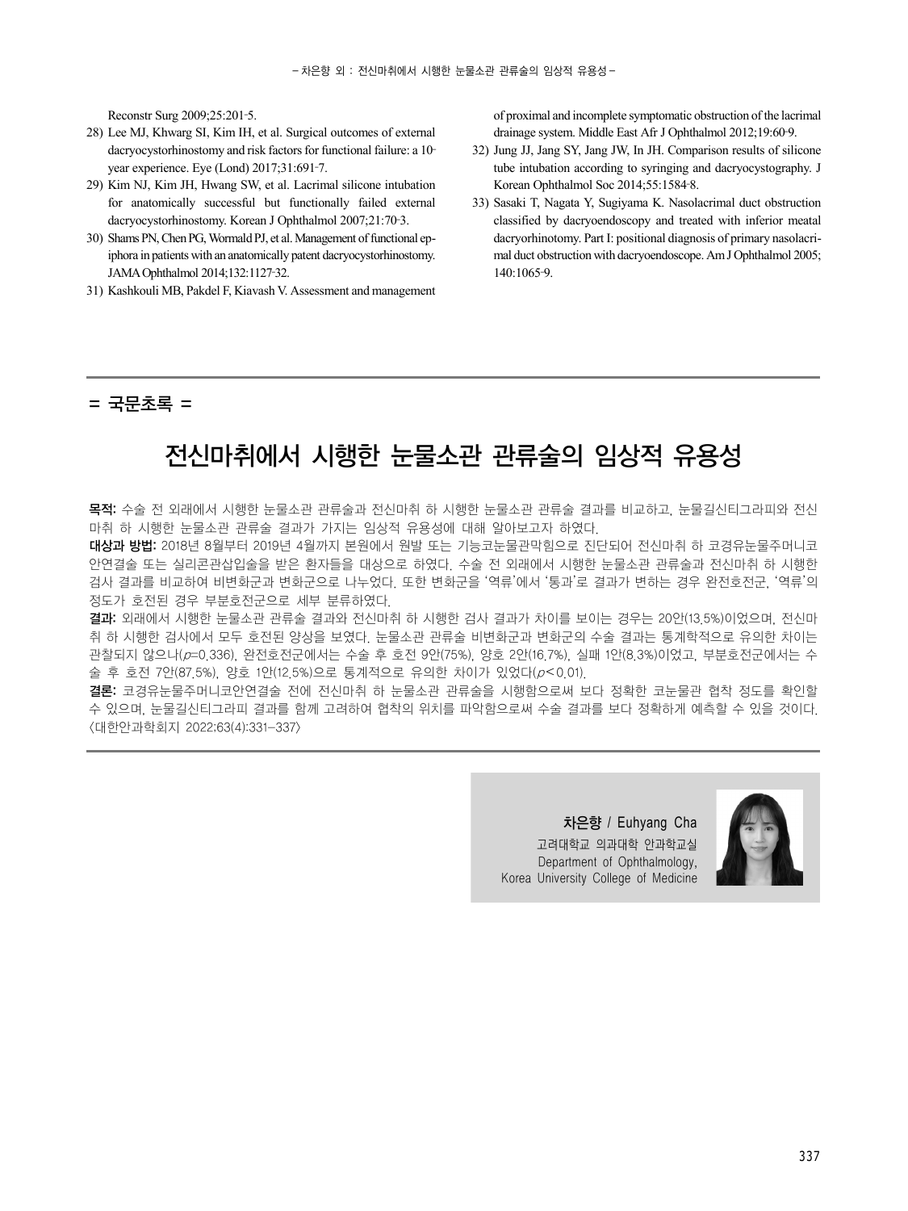Reconstr Surg 2009;25:201-5.

28) Lee MJ, Khwarg SI, Kim IH, et al. Surgical outcomes of external dacryocystorhinostomy and risk factors for functional failure: a 10-year experience. Eye (Lond) 2017;31:691-7.
29) Kim NJ, Kim JH, Hwang SW, et al. Lacrimal silicone intubation for anatomically successful but functionally failed external dacryocystorhinostomy. Korean J Ophthalmol 2007;21:70-3.
30) Shams PN, Chen PG, Wormald PJ, et al. Management of functional epiphora in patients with an anatomically patent dacryocystorhinostomy. JAMA Ophthalmol 2014;132:1127-32.
31) Kashkouli MB, Pakdel F, Kiavash V. Assessment and management of proximal and incomplete symptomatic obstruction of the lacrimal drainage system. Middle East Afr J Ophthalmol 2012;19:60-9.
32) Jung JJ, Jang SY, Jang JW, In JH. Comparison results of silicone tube intubation according to syringing and dacryocystography. J Korean Ophthalmol Soc 2014;55:1584-8.
33) Sasaki T, Nagata Y, Sugiyama K. Nasolacrimal duct obstruction classified by dacryoendoscopy and treated with inferior meatal dacryorhinotomy. Part I: positional diagnosis of primary nasolacrimal duct obstruction with dacryoendoscope. Am J Ophthalmol 2005; 140:1065-9.

## = 국문초록 =

# 전신마취에서 시행한 눈물소관 관류술의 임상적 유용성

**목적:** 수술 전 외래에서 시행한 눈물소관 관류술과 전신마취 하 시행한 눈물소관 관류술 결과를 비교하고, 눈물길신티그라피와 전신마취 하 시행한 눈물소관 관류술 결과가 가지는 임상적 유용성에 대해 알아보고자 하였다.

**대상과 방법:** 2018년 8월부터 2019년 4월까지 본원에서 원발 또는 기능코눈물관막힘으로 진단되어 전신마취 하 코경유눈물주머니코안연결술 또는 실리콘관삽입술을 받은 환자들을 대상으로 하였다. 수술 전 외래에서 시행한 눈물소관 관류술과 전신마취 하 시행한 검사 결과를 비교하여 비변화군과 변화군으로 나누었다. 또한 변화군을 '역류'에서 '통과'로 결과가 변하는 경우 완전호전군, '역류'의 정도가 호전된 경우 부분호전군으로 세부 분류하였다.

**결과:** 외래에서 시행한 눈물소관 관류술 결과와 전신마취 하 시행한 검사 결과가 차이를 보이는 경우는 20안(13.5%)이었으며, 전신마취 하 시행한 검사에서 모두 호전된 양상을 보였다. 눈물소관 관류술 비변화군과 변화군의 수술 결과는 통계학적으로 유의한 차이는 관찰되지 않으나($p$=0.336), 완전호전군에서는 수술 후 호전 9안(75%), 양호 2안(16.7%), 실패 1안(8.3%)이었고, 부분호전군에서는 수술 후 호전 7안(87.5%), 양호 1안(12.5%)으로 통계적으로 유의한 차이가 있었다($p$<0.01).

**결론:** 코경유눈물주머니코안연결술 전에 전신마취 하 눈물소관 관류술을 시행함으로써 보다 정확한 코눈물관 협착 정도를 확인할 수 있으며, 눈물길신티그라피 결과를 함께 고려하여 협착의 위치를 파악함으로써 수술 결과를 보다 정확하게 예측할 수 있을 것이다.
〈대한안과학회지 2022;63(4):331-337〉

**차은향 / Euhyang Cha**
고려대학교 의과대학 안과학교실
Department of Ophthalmology,
Korea University College of Medicine